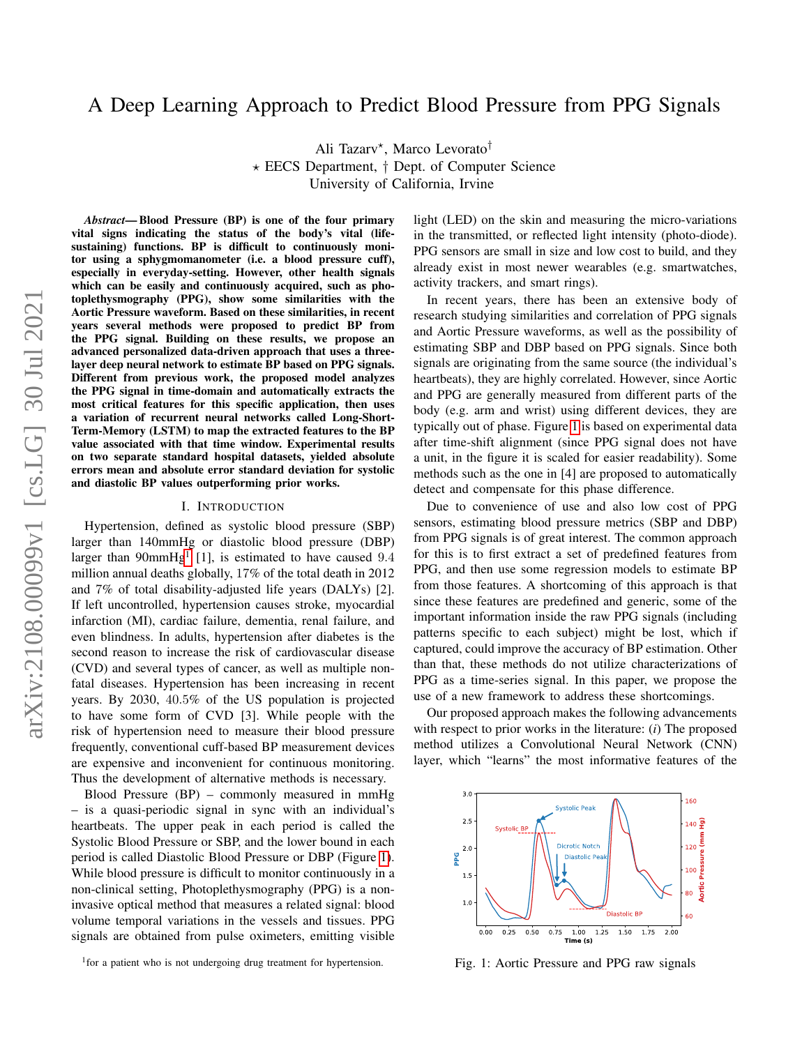# A Deep Learning Approach to Predict Blood Pressure from PPG Signals

Ali Tazarv⋆, Marco Levorato†
⋆ EECS Department, † Dept. of Computer Science
University of California, Irvine

***Abstract*— Blood Pressure (BP) is one of the four primary vital signs indicating the status of the body's vital (life-sustaining) functions. BP is difficult to continuously monitor using a sphygmomanometer (i.e. a blood pressure cuff), especially in everyday-setting. However, other health signals which can be easily and continuously acquired, such as photoplethysmography (PPG), show some similarities with the Aortic Pressure waveform. Based on these similarities, in recent years several methods were proposed to predict BP from the PPG signal. Building on these results, we propose an advanced personalized data-driven approach that uses a three-layer deep neural network to estimate BP based on PPG signals. Different from previous work, the proposed model analyzes the PPG signal in time-domain and automatically extracts the most critical features for this specific application, then uses a variation of recurrent neural networks called Long-Short-Term-Memory (LSTM) to map the extracted features to the BP value associated with that time window. Experimental results on two separate standard hospital datasets, yielded absolute errors mean and absolute error standard deviation for systolic and diastolic BP values outperforming prior works.**

## I. Introduction

Hypertension, defined as systolic blood pressure (SBP) larger than 140mmHg or diastolic blood pressure (DBP) larger than 90mmHg[1] [1], is estimated to have caused 9.4 million annual deaths globally, 17% of the total death in 2012 and 7% of total disability-adjusted life years (DALYs) [2]. If left uncontrolled, hypertension causes stroke, myocardial infarction (MI), cardiac failure, dementia, renal failure, and even blindness. In adults, hypertension after diabetes is the second reason to increase the risk of cardiovascular disease (CVD) and several types of cancer, as well as multiple non-fatal diseases. Hypertension has been increasing in recent years. By 2030, 40.5% of the US population is projected to have some form of CVD [3]. While people with the risk of hypertension need to measure their blood pressure frequently, conventional cuff-based BP measurement devices are expensive and inconvenient for continuous monitoring. Thus the development of alternative methods is necessary.

Blood Pressure (BP) – commonly measured in mmHg – is a quasi-periodic signal in sync with an individual's heartbeats. The upper peak in each period is called the Systolic Blood Pressure or SBP, and the lower bound in each period is called Diastolic Blood Pressure or DBP (Figure 1). While blood pressure is difficult to monitor continuously in a non-clinical setting, Photoplethysmography (PPG) is a non-invasive optical method that measures a related signal: blood volume temporal variations in the vessels and tissues. PPG signals are obtained from pulse oximeters, emitting visible light (LED) on the skin and measuring the micro-variations in the transmitted, or reflected light intensity (photo-diode). PPG sensors are small in size and low cost to build, and they already exist in most newer wearables (e.g. smartwatches, activity trackers, and smart rings).

In recent years, there has been an extensive body of research studying similarities and correlation of PPG signals and Aortic Pressure waveforms, as well as the possibility of estimating SBP and DBP based on PPG signals. Since both signals are originating from the same source (the individual's heartbeats), they are highly correlated. However, since Aortic and PPG are generally measured from different parts of the body (e.g. arm and wrist) using different devices, they are typically out of phase. Figure 1 is based on experimental data after time-shift alignment (since PPG signal does not have a unit, in the figure it is scaled for easier readability). Some methods such as the one in [4] are proposed to automatically detect and compensate for this phase difference.

Due to convenience of use and also low cost of PPG sensors, estimating blood pressure metrics (SBP and DBP) from PPG signals is of great interest. The common approach for this is to first extract a set of predefined features from PPG, and then use some regression models to estimate BP from those features. A shortcoming of this approach is that since these features are predefined and generic, some of the important information inside the raw PPG signals (including patterns specific to each subject) might be lost, which if captured, could improve the accuracy of BP estimation. Other than that, these methods do not utilize characterizations of PPG as a time-series signal. In this paper, we propose the use of a new framework to address these shortcomings.

Our proposed approach makes the following advancements with respect to prior works in the literature: (*i*) The proposed method utilizes a Convolutional Neural Network (CNN) layer, which "learns" the most informative features of the

Fig. 1: Aortic Pressure and PPG raw signals

[1]for a patient who is not undergoing drug treatment for hypertension.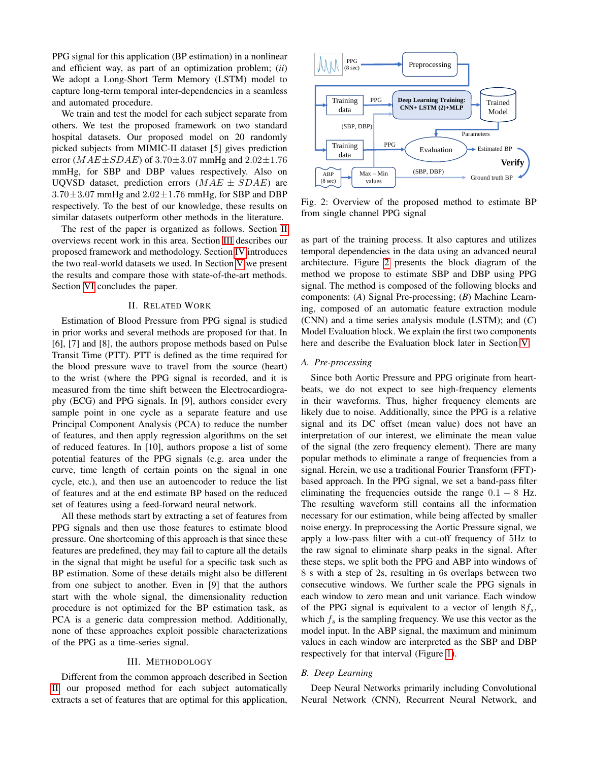PPG signal for this application (BP estimation) in a nonlinear and efficient way, as part of an optimization problem; (*ii*) We adopt a Long-Short Term Memory (LSTM) model to capture long-term temporal inter-dependencies in a seamless and automated procedure.

We train and test the model for each subject separate from others. We test the proposed framework on two standard hospital datasets. Our proposed model on 20 randomly picked subjects from MIMIC-II dataset [5] gives prediction error ($MAE \pm SDAE$) of $3.70 \pm 3.07$ mmHg and $2.02 \pm 1.76$ mmHg, for SBP and DBP values respectively. Also on UQVSD dataset, prediction errors ($MAE \pm SDAE$) are $3.70 \pm 3.07$ mmHg and $2.02 \pm 1.76$ mmHg, for SBP and DBP respectively. To the best of our knowledge, these results on similar datasets outperform other methods in the literature.

The rest of the paper is organized as follows. Section II overviews recent work in this area. Section III describes our proposed framework and methodology. Section IV introduces the two real-world datasets we used. In Section V we present the results and compare those with state-of-the-art methods. Section VI concludes the paper.

## II. Related Work

Estimation of Blood Pressure from PPG signal is studied in prior works and several methods are proposed for that. In [6], [7] and [8], the authors propose methods based on Pulse Transit Time (PTT). PTT is defined as the time required for the blood pressure wave to travel from the source (heart) to the wrist (where the PPG signal is recorded, and it is measured from the time shift between the Electrocardiography (ECG) and PPG signals. In [9], authors consider every sample point in one cycle as a separate feature and use Principal Component Analysis (PCA) to reduce the number of features, and then apply regression algorithms on the set of reduced features. In [10], authors propose a list of some potential features of the PPG signals (e.g. area under the curve, time length of certain points on the signal in one cycle, etc.), and then use an autoencoder to reduce the list of features and at the end estimate BP based on the reduced set of features using a feed-forward neural network.

All these methods start by extracting a set of features from PPG signals and then use those features to estimate blood pressure. One shortcoming of this approach is that since these features are predefined, they may fail to capture all the details in the signal that might be useful for a specific task such as BP estimation. Some of these details might also be different from one subject to another. Even in [9] that the authors start with the whole signal, the dimensionality reduction procedure is not optimized for the BP estimation task, as PCA is a generic data compression method. Additionally, none of these approaches exploit possible characterizations of the PPG as a time-series signal.

## III. Methodology

Different from the common approach described in Section II, our proposed method for each subject automatically extracts a set of features that are optimal for this application, as part of the training process. It also captures and utilizes temporal dependencies in the data using an advanced neural architecture. Figure 2 presents the block diagram of the method we propose to estimate SBP and DBP using PPG signal. The method is composed of the following blocks and components: (*A*) Signal Pre-processing; (*B*) Machine Learning, composed of an automatic feature extraction module (CNN) and a time series analysis module (LSTM); and (*C*) Model Evaluation block. We explain the first two components here and describe the Evaluation block later in Section V.

Fig. 2: Overview of the proposed method to estimate BP from single channel PPG signal

### A. Pre-processing

Since both Aortic Pressure and PPG originate from heartbeats, we do not expect to see high-frequency elements in their waveforms. Thus, higher frequency elements are likely due to noise. Additionally, since the PPG is a relative signal and its DC offset (mean value) does not have an interpretation of our interest, we eliminate the mean value of the signal (the zero frequency element). There are many popular methods to eliminate a range of frequencies from a signal. Herein, we use a traditional Fourier Transform (FFT)-based approach. In the PPG signal, we set a band-pass filter eliminating the frequencies outside the range $0.1 - 8$ Hz. The resulting waveform still contains all the information necessary for our estimation, while being affected by smaller noise energy. In preprocessing the Aortic Pressure signal, we apply a low-pass filter with a cut-off frequency of 5Hz to the raw signal to eliminate sharp peaks in the signal. After these steps, we split both the PPG and ABP into windows of 8 s with a step of 2s, resulting in 6s overlaps between two consecutive windows. We further scale the PPG signals in each window to zero mean and unit variance. Each window of the PPG signal is equivalent to a vector of length $8f_s$, which $f_s$ is the sampling frequency. We use this vector as the model input. In the ABP signal, the maximum and minimum values in each window are interpreted as the SBP and DBP respectively for that interval (Figure 1).

### B. Deep Learning

Deep Neural Networks primarily including Convolutional Neural Network (CNN), Recurrent Neural Network, and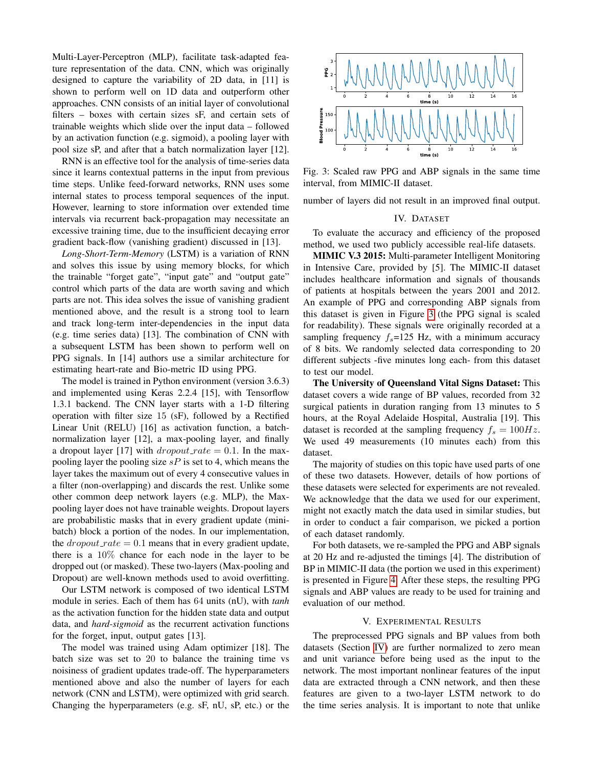Multi-Layer-Perceptron (MLP), facilitate task-adapted feature representation of the data. CNN, which was originally designed to capture the variability of 2D data, in [11] is shown to perform well on 1D data and outperform other approaches. CNN consists of an initial layer of convolutional filters – boxes with certain sizes sF, and certain sets of trainable weights which slide over the input data – followed by an activation function (e.g. sigmoid), a pooling layer with pool size sP, and after that a batch normalization layer [12].

RNN is an effective tool for the analysis of time-series data since it learns contextual patterns in the input from previous time steps. Unlike feed-forward networks, RNN uses some internal states to process temporal sequences of the input. However, learning to store information over extended time intervals via recurrent back-propagation may necessitate an excessive training time, due to the insufficient decaying error gradient back-flow (vanishing gradient) discussed in [13].

*Long-Short-Term-Memory* (LSTM) is a variation of RNN and solves this issue by using memory blocks, for which the trainable "forget gate", "input gate" and "output gate" control which parts of the data are worth saving and which parts are not. This idea solves the issue of vanishing gradient mentioned above, and the result is a strong tool to learn and track long-term inter-dependencies in the input data (e.g. time series data) [13]. The combination of CNN with a subsequent LSTM has been shown to perform well on PPG signals. In [14] authors use a similar architecture for estimating heart-rate and Bio-metric ID using PPG.

The model is trained in Python environment (version 3.6.3) and implemented using Keras 2.2.4 [15], with Tensorflow 1.3.1 backend. The CNN layer starts with a 1-D filtering operation with filter size 15 (sF), followed by a Rectified Linear Unit (RELU) [16] as activation function, a batch-normalization layer [12], a max-pooling layer, and finally a dropout layer [17] with $dropout\_rate = 0.1$. In the max-pooling layer the pooling size $sP$ is set to 4, which means the layer takes the maximum out of every 4 consecutive values in a filter (non-overlapping) and discards the rest. Unlike some other common deep network layers (e.g. MLP), the Max-pooling layer does not have trainable weights. Dropout layers are probabilistic masks that in every gradient update (mini-batch) block a portion of the nodes. In our implementation, the $dropout\_rate = 0.1$ means that in every gradient update, there is a $10\%$ chance for each node in the layer to be dropped out (or masked). These two-layers (Max-pooling and Dropout) are well-known methods used to avoid overfitting.

Our LSTM network is composed of two identical LSTM module in series. Each of them has 64 units (nU), with *tanh* as the activation function for the hidden state data and output data, and *hard-sigmoid* as the recurrent activation functions for the forget, input, output gates [13].

The model was trained using Adam optimizer [18]. The batch size was set to 20 to balance the training time vs noisiness of gradient updates trade-off. The hyperparameters mentioned above and also the number of layers for each network (CNN and LSTM), were optimized with grid search. Changing the hyperparameters (e.g. sF, nU, sP, etc.) or the number of layers did not result in an improved final output.

Fig. 3: Scaled raw PPG and ABP signals in the same time interval, from MIMIC-II dataset.

## IV. Dataset

To evaluate the accuracy and efficiency of the proposed method, we used two publicly accessible real-life datasets.

**MIMIC V.3 2015:** Multi-parameter Intelligent Monitoring in Intensive Care, provided by [5]. The MIMIC-II dataset includes healthcare information and signals of thousands of patients at hospitals between the years 2001 and 2012. An example of PPG and corresponding ABP signals from this dataset is given in Figure 3 (the PPG signal is scaled for readability). These signals were originally recorded at a sampling frequency $f_s$=125 Hz, with a minimum accuracy of 8 bits. We randomly selected data corresponding to 20 different subjects -five minutes long each- from this dataset to test our model.

**The University of Queensland Vital Signs Dataset:** This dataset covers a wide range of BP values, recorded from 32 surgical patients in duration ranging from 13 minutes to 5 hours, at the Royal Adelaide Hospital, Australia [19]. This dataset is recorded at the sampling frequency $f_s = 100Hz$. We used 49 measurements (10 minutes each) from this dataset.

The majority of studies on this topic have used parts of one of these two datasets. However, details of how portions of these datasets were selected for experiments are not revealed. We acknowledge that the data we used for our experiment, might not exactly match the data used in similar studies, but in order to conduct a fair comparison, we picked a portion of each dataset randomly.

For both datasets, we re-sampled the PPG and ABP signals at 20 Hz and re-adjusted the timings [4]. The distribution of BP in MIMIC-II data (the portion we used in this experiment) is presented in Figure 4. After these steps, the resulting PPG signals and ABP values are ready to be used for training and evaluation of our method.

## V. Experimental Results

The preprocessed PPG signals and BP values from both datasets (Section IV) are further normalized to zero mean and unit variance before being used as the input to the network. The most important nonlinear features of the input data are extracted through a CNN network, and then these features are given to a two-layer LSTM network to do the time series analysis. It is important to note that unlike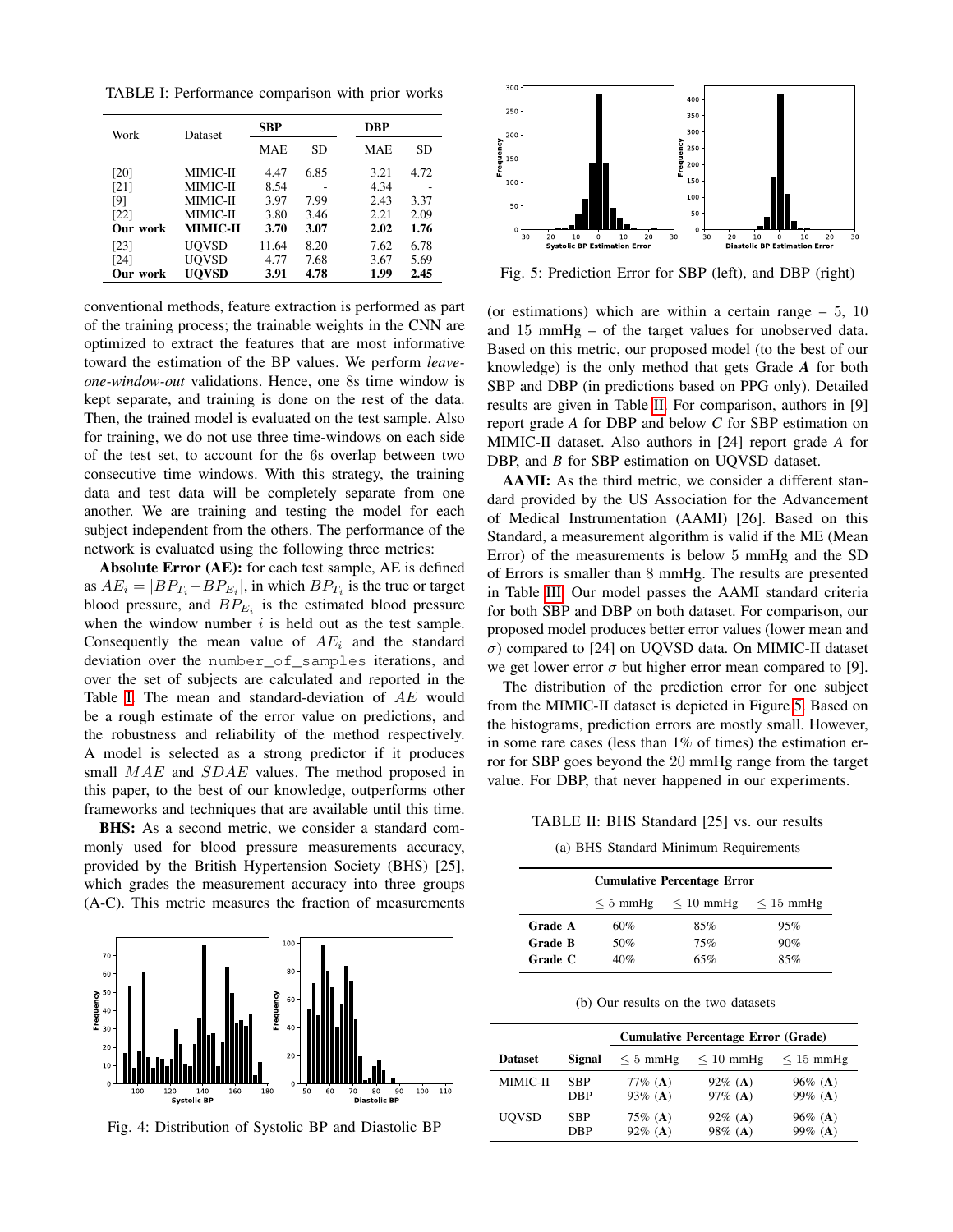TABLE I: Performance comparison with prior works

| Work | Dataset | SBP | | DBP | |
|---|---|---|---|---|---|
| | | MAE | SD | MAE | SD |
| [20] | MIMIC-II | 4.47 | 6.85 | 3.21 | 4.72 |
| [21] | MIMIC-II | 8.54 | - | 4.34 | - |
| [9] | MIMIC-II | 3.97 | 7.99 | 2.43 | 3.37 |
| [22] | MIMIC-II | 3.80 | 3.46 | 2.21 | 2.09 |
| **Our work** | **MIMIC-II** | **3.70** | **3.07** | **2.02** | **1.76** |
| [23] | UQVSD | 11.64 | 8.20 | 7.62 | 6.78 |
| [24] | UQVSD | 4.77 | 7.68 | 3.67 | 5.69 |
| **Our work** | **UQVSD** | **3.91** | **4.78** | **1.99** | **2.45** |

conventional methods, feature extraction is performed as part of the training process; the trainable weights in the CNN are optimized to extract the features that are most informative toward the estimation of the BP values. We perform *leave-one-window-out* validations. Hence, one 8s time window is kept separate, and training is done on the rest of the data. Then, the trained model is evaluated on the test sample. Also for training, we do not use three time-windows on each side of the test set, to account for the 6s overlap between two consecutive time windows. With this strategy, the training data and test data will be completely separate from one another. We are training and testing the model for each subject independent from the others. The performance of the network is evaluated using the following three metrics:

**Absolute Error (AE):** for each test sample, AE is defined as $AE_i = |BP_{T_i} - BP_{E_i}|$, in which $BP_{T_i}$ is the true or target blood pressure, and $BP_{E_i}$ is the estimated blood pressure when the window number $i$ is held out as the test sample. Consequently the mean value of $AE_i$ and the standard deviation over the `number_of_samples` iterations, and over the set of subjects are calculated and reported in the Table I. The mean and standard-deviation of $AE$ would be a rough estimate of the error value on predictions, and the robustness and reliability of the method respectively. A model is selected as a strong predictor if it produces small $MAE$ and $SDAE$ values. The method proposed in this paper, to the best of our knowledge, outperforms other frameworks and techniques that are available until this time.

**BHS:** As a second metric, we consider a standard commonly used for blood pressure measurements accuracy, provided by the British Hypertension Society (BHS) [25], which grades the measurement accuracy into three groups (A-C). This metric measures the fraction of measurements (or estimations) which are within a certain range – 5, 10 and 15 mmHg – of the target values for unobserved data. Based on this metric, our proposed model (to the best of our knowledge) is the only method that gets Grade ***A*** for both SBP and DBP (in predictions based on PPG only). Detailed results are given in Table II. For comparison, authors in [9] report grade *A* for DBP and below *C* for SBP estimation on MIMIC-II dataset. Also authors in [24] report grade *A* for DBP, and *B* for SBP estimation on UQVSD dataset.

Fig. 4: Distribution of Systolic BP and Diastolic BP

Fig. 5: Prediction Error for SBP (left), and DBP (right)

**AAMI:** As the third metric, we consider a different standard provided by the US Association for the Advancement of Medical Instrumentation (AAMI) [26]. Based on this Standard, a measurement algorithm is valid if the ME (Mean Error) of the measurements is below 5 mmHg and the SD of Errors is smaller than 8 mmHg. The results are presented in Table III. Our model passes the AAMI standard criteria for both SBP and DBP on both dataset. For comparison, our proposed model produces better error values (lower mean and $\sigma$) compared to [24] on UQVSD data. On MIMIC-II dataset we get lower error $\sigma$ but higher error mean compared to [9].

The distribution of the prediction error for one subject from the MIMIC-II dataset is depicted in Figure 5. Based on the histograms, prediction errors are mostly small. However, in some rare cases (less than 1% of times) the estimation error for SBP goes beyond the 20 mmHg range from the target value. For DBP, that never happened in our experiments.

TABLE II: BHS Standard [25] vs. our results

(a) BHS Standard Minimum Requirements

| | Cumulative Percentage Error | | |
|---|---|---|---|
| | $\leq 5$ mmHg | $\leq 10$ mmHg | $\leq 15$ mmHg |
| **Grade A** | 60% | 85% | 95% |
| **Grade B** | 50% | 75% | 90% |
| **Grade C** | 40% | 65% | 85% |

(b) Our results on the two datasets

| Dataset | Signal | Cumulative Percentage Error (Grade) | | |
|---|---|---|---|---|
| | | $\leq 5$ mmHg | $\leq 10$ mmHg | $\leq 15$ mmHg |
| MIMIC-II | SBP | 77% (**A**) | 92% (**A**) | 96% (**A**) |
| | DBP | 93% (**A**) | 97% (**A**) | 99% (**A**) |
| UQVSD | SBP | 75% (**A**) | 92% (**A**) | 96% (**A**) |
| | DBP | 92% (**A**) | 98% (**A**) | 99% (**A**) |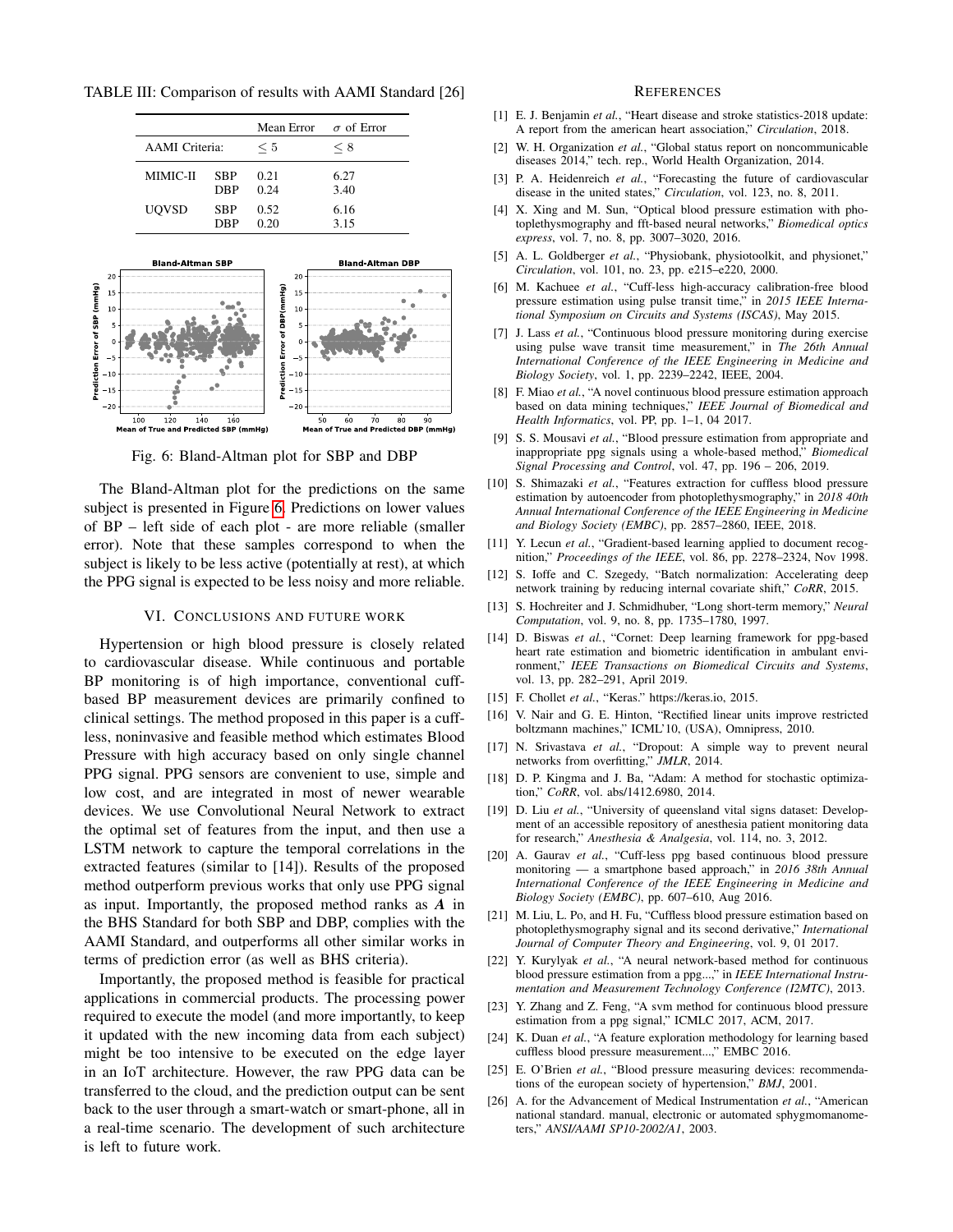TABLE III: Comparison of results with AAMI Standard [26]

| | | Mean Error | $\sigma$ of Error |
|---|---|---|---|
| AAMI Criteria: | | $\leq 5$ | $\leq 8$ |
| MIMIC-II | SBP | 0.21 | 6.27 |
| | DBP | 0.24 | 3.40 |
| UQVSD | SBP | 0.52 | 6.16 |
| | DBP | 0.20 | 3.15 |

Bland-Altman SBP

Prediction Error of SBP (mmHg)

Mean of True and Predicted SBP (mmHg)

Bland-Altman DBP

Prediction Error of DBP(mmHg)

Mean of True and Predicted DBP (mmHg)

Fig. 6: Bland-Altman plot for SBP and DBP

The Bland-Altman plot for the predictions on the same subject is presented in Figure 6. Predictions on lower values of BP – left side of each plot - are more reliable (smaller error). Note that these samples correspond to when the subject is likely to be less active (potentially at rest), at which the PPG signal is expected to be less noisy and more reliable.

## VI. Conclusions and Future Work

Hypertension or high blood pressure is closely related to cardiovascular disease. While continuous and portable BP monitoring is of high importance, conventional cuff-based BP measurement devices are primarily confined to clinical settings. The method proposed in this paper is a cuff-less, noninvasive and feasible method which estimates Blood Pressure with high accuracy based on only single channel PPG signal. PPG sensors are convenient to use, simple and low cost, and are integrated in most of newer wearable devices. We use Convolutional Neural Network to extract the optimal set of features from the input, and then use a LSTM network to capture the temporal correlations in the extracted features (similar to [14]). Results of the proposed method outperform previous works that only use PPG signal as input. Importantly, the proposed method ranks as ***A*** in the BHS Standard for both SBP and DBP, complies with the AAMI Standard, and outperforms all other similar works in terms of prediction error (as well as BHS criteria).

Importantly, the proposed method is feasible for practical applications in commercial products. The processing power required to execute the model (and more importantly, to keep it updated with the new incoming data from each subject) might be too intensive to be executed on the edge layer in an IoT architecture. However, the raw PPG data can be transferred to the cloud, and the prediction output can be sent back to the user through a smart-watch or smart-phone, all in a real-time scenario. The development of such architecture is left to future work.

## References

[1] E. J. Benjamin *et al.*, "Heart disease and stroke statistics-2018 update: A report from the american heart association," *Circulation*, 2018.

[2] W. H. Organization *et al.*, "Global status report on noncommunicable diseases 2014," tech. rep., World Health Organization, 2014.

[3] P. A. Heidenreich *et al.*, "Forecasting the future of cardiovascular disease in the united states," *Circulation*, vol. 123, no. 8, 2011.

[4] X. Xing and M. Sun, "Optical blood pressure estimation with photoplethysmography and fft-based neural networks," *Biomedical optics express*, vol. 7, no. 8, pp. 3007–3020, 2016.

[5] A. L. Goldberger *et al.*, "Physiobank, physiotoolkit, and physionet," *Circulation*, vol. 101, no. 23, pp. e215–e220, 2000.

[6] M. Kachuee *et al.*, "Cuff-less high-accuracy calibration-free blood pressure estimation using pulse transit time," in *2015 IEEE International Symposium on Circuits and Systems (ISCAS)*, May 2015.

[7] J. Lass *et al.*, "Continuous blood pressure monitoring during exercise using pulse wave transit time measurement," in *The 26th Annual International Conference of the IEEE Engineering in Medicine and Biology Society*, vol. 1, pp. 2239–2242, IEEE, 2004.

[8] F. Miao *et al.*, "A novel continuous blood pressure estimation approach based on data mining techniques," *IEEE Journal of Biomedical and Health Informatics*, vol. PP, pp. 1–1, 04 2017.

[9] S. S. Mousavi *et al.*, "Blood pressure estimation from appropriate and inappropriate ppg signals using a whole-based method," *Biomedical Signal Processing and Control*, vol. 47, pp. 196 – 206, 2019.

[10] S. Shimazaki *et al.*, "Features extraction for cuffless blood pressure estimation by autoencoder from photoplethysmography," in *2018 40th Annual International Conference of the IEEE Engineering in Medicine and Biology Society (EMBC)*, pp. 2857–2860, IEEE, 2018.

[11] Y. Lecun *et al.*, "Gradient-based learning applied to document recognition," *Proceedings of the IEEE*, vol. 86, pp. 2278–2324, Nov 1998.

[12] S. Ioffe and C. Szegedy, "Batch normalization: Accelerating deep network training by reducing internal covariate shift," *CoRR*, 2015.

[13] S. Hochreiter and J. Schmidhuber, "Long short-term memory," *Neural Computation*, vol. 9, no. 8, pp. 1735–1780, 1997.

[14] D. Biswas *et al.*, "Cornet: Deep learning framework for ppg-based heart rate estimation and biometric identification in ambulant environment," *IEEE Transactions on Biomedical Circuits and Systems*, vol. 13, pp. 282–291, April 2019.

[15] F. Chollet *et al.*, "Keras." https://keras.io, 2015.

[16] V. Nair and G. E. Hinton, "Rectified linear units improve restricted boltzmann machines," ICML'10, (USA), Omnipress, 2010.

[17] N. Srivastava *et al.*, "Dropout: A simple way to prevent neural networks from overfitting," *JMLR*, 2014.

[18] D. P. Kingma and J. Ba, "Adam: A method for stochastic optimization," *CoRR*, vol. abs/1412.6980, 2014.

[19] D. Liu *et al.*, "University of queensland vital signs dataset: Development of an accessible repository of anesthesia patient monitoring data for research," *Anesthesia & Analgesia*, vol. 114, no. 3, 2012.

[20] A. Gaurav *et al.*, "Cuff-less ppg based continuous blood pressure monitoring — a smartphone based approach," in *2016 38th Annual International Conference of the IEEE Engineering in Medicine and Biology Society (EMBC)*, pp. 607–610, Aug 2016.

[21] M. Liu, L. Po, and H. Fu, "Cuffless blood pressure estimation based on photoplethysmography signal and its second derivative," *International Journal of Computer Theory and Engineering*, vol. 9, 01 2017.

[22] Y. Kurylyak *et al.*, "A neural network-based method for continuous blood pressure estimation from a ppg...," in *IEEE International Instrumentation and Measurement Technology Conference (I2MTC)*, 2013.

[23] Y. Zhang and Z. Feng, "A svm method for continuous blood pressure estimation from a ppg signal," ICMLC 2017, ACM, 2017.

[24] K. Duan *et al.*, "A feature exploration methodology for learning based cuffless blood pressure measurement...," EMBC 2016.

[25] E. O'Brien *et al.*, "Blood pressure measuring devices: recommendations of the european society of hypertension," *BMJ*, 2001.

[26] A. for the Advancement of Medical Instrumentation *et al.*, "American national standard. manual, electronic or automated sphygmomanometers," *ANSI/AAMI SP10-2002/A1*, 2003.